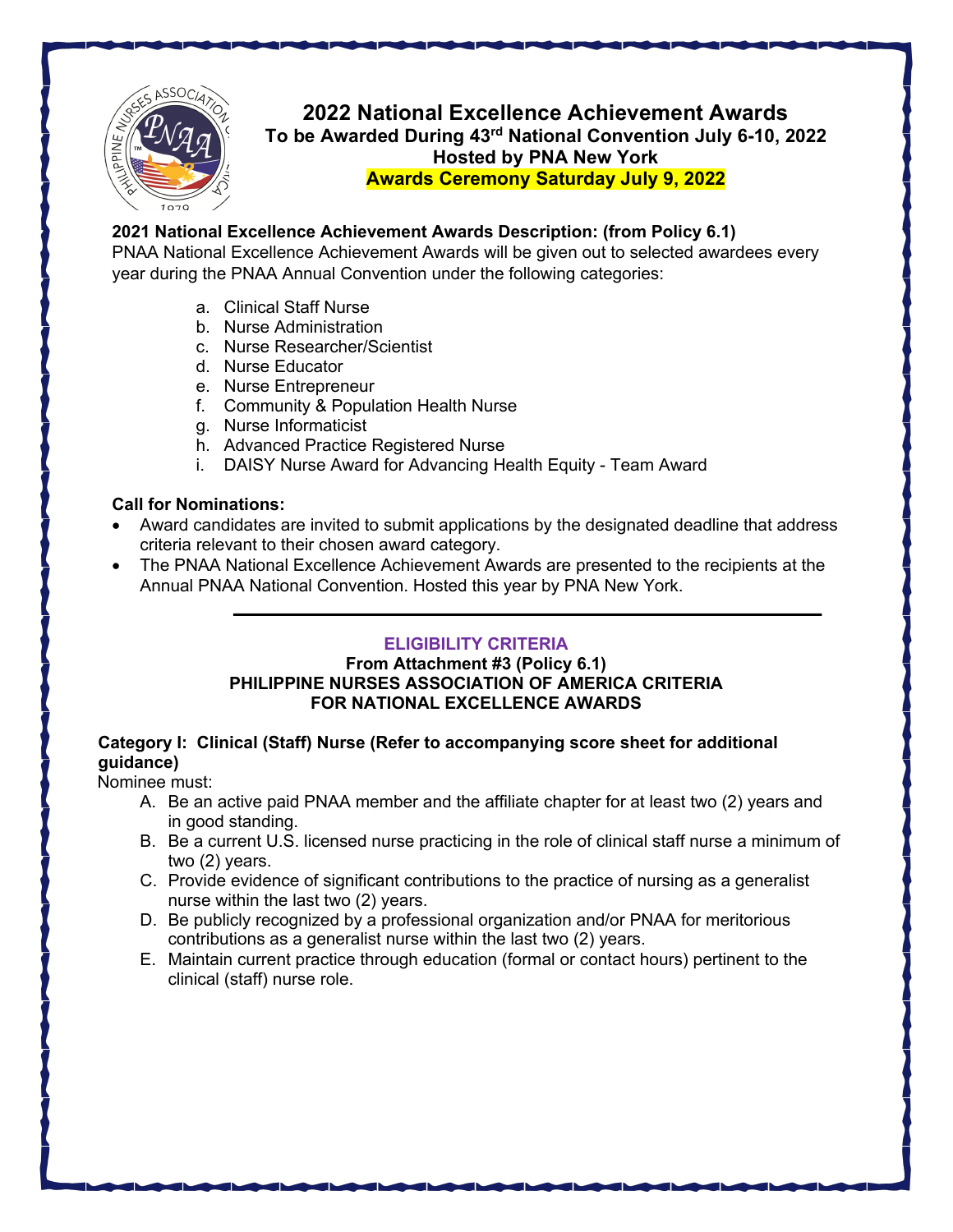# 2022 National Excellence Achievement Awards

**To be Awarded During 43rd National Convention July 6-10, 2022**

**Hosted by PNA New York**

**Awards Ceremony Saturday July 9, 2022**

**2021 National Excellence Achievement Awards Description: (from Policy 6.1)**

PNAA National Excellence Achievement Awards will be given out to selected awardees every year during the PNAA Annual Convention under the following categories:

a. Clinical Staff Nurse
b. Nurse Administration
c. Nurse Researcher/Scientist
d. Nurse Educator
e. Nurse Entrepreneur
f. Community & Population Health Nurse
g. Nurse Informaticist
h. Advanced Practice Registered Nurse
i. DAISY Nurse Award for Advancing Health Equity - Team Award

**Call for Nominations:**

- Award candidates are invited to submit applications by the designated deadline that address criteria relevant to their chosen award category.
- The PNAA National Excellence Achievement Awards are presented to the recipients at the Annual PNAA National Convention. Hosted this year by PNA New York.

---

## ELIGIBILITY CRITERIA

**From Attachment #3 (Policy 6.1)**
**PHILIPPINE NURSES ASSOCIATION OF AMERICA CRITERIA FOR NATIONAL EXCELLENCE AWARDS**

**Category I: Clinical (Staff) Nurse (Refer to accompanying score sheet for additional guidance)**

Nominee must:

A. Be an active paid PNAA member and the affiliate chapter for at least two (2) years and in good standing.
B. Be a current U.S. licensed nurse practicing in the role of clinical staff nurse a minimum of two (2) years.
C. Provide evidence of significant contributions to the practice of nursing as a generalist nurse within the last two (2) years.
D. Be publicly recognized by a professional organization and/or PNAA for meritorious contributions as a generalist nurse within the last two (2) years.
E. Maintain current practice through education (formal or contact hours) pertinent to the clinical (staff) nurse role.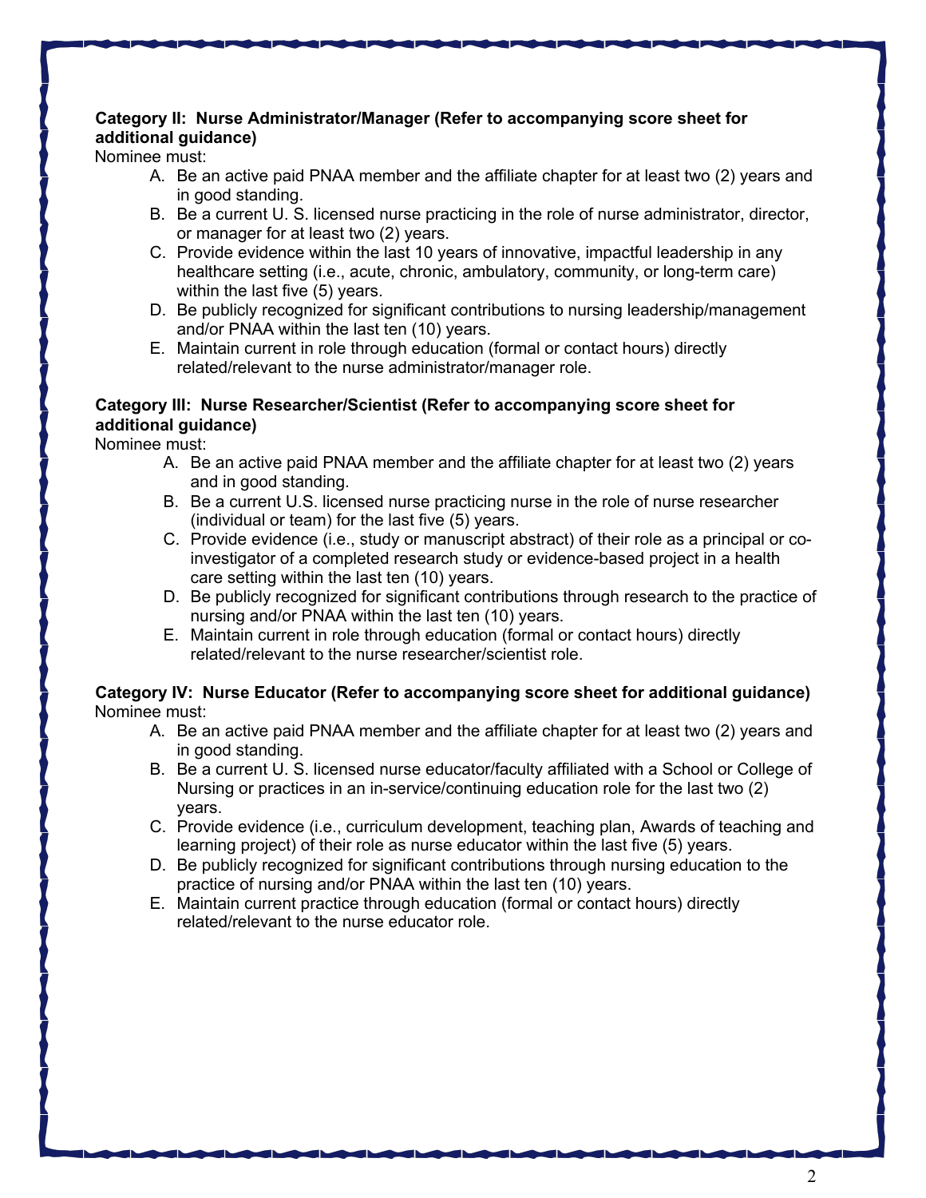**Category II: Nurse Administrator/Manager (Refer to accompanying score sheet for additional guidance)**

Nominee must:

A. Be an active paid PNAA member and the affiliate chapter for at least two (2) years and in good standing.
B. Be a current U. S. licensed nurse practicing in the role of nurse administrator, director, or manager for at least two (2) years.
C. Provide evidence within the last 10 years of innovative, impactful leadership in any healthcare setting (i.e., acute, chronic, ambulatory, community, or long-term care) within the last five (5) years.
D. Be publicly recognized for significant contributions to nursing leadership/management and/or PNAA within the last ten (10) years.
E. Maintain current in role through education (formal or contact hours) directly related/relevant to the nurse administrator/manager role.

**Category III: Nurse Researcher/Scientist (Refer to accompanying score sheet for additional guidance)**

Nominee must:

A. Be an active paid PNAA member and the affiliate chapter for at least two (2) years and in good standing.
B. Be a current U.S. licensed nurse practicing nurse in the role of nurse researcher (individual or team) for the last five (5) years.
C. Provide evidence (i.e., study or manuscript abstract) of their role as a principal or co-investigator of a completed research study or evidence-based project in a health care setting within the last ten (10) years.
D. Be publicly recognized for significant contributions through research to the practice of nursing and/or PNAA within the last ten (10) years.
E. Maintain current in role through education (formal or contact hours) directly related/relevant to the nurse researcher/scientist role.

**Category IV: Nurse Educator (Refer to accompanying score sheet for additional guidance)**

Nominee must:

A. Be an active paid PNAA member and the affiliate chapter for at least two (2) years and in good standing.
B. Be a current U. S. licensed nurse educator/faculty affiliated with a School or College of Nursing or practices in an in-service/continuing education role for the last two (2) years.
C. Provide evidence (i.e., curriculum development, teaching plan, Awards of teaching and learning project) of their role as nurse educator within the last five (5) years.
D. Be publicly recognized for significant contributions through nursing education to the practice of nursing and/or PNAA within the last ten (10) years.
E. Maintain current practice through education (formal or contact hours) directly related/relevant to the nurse educator role.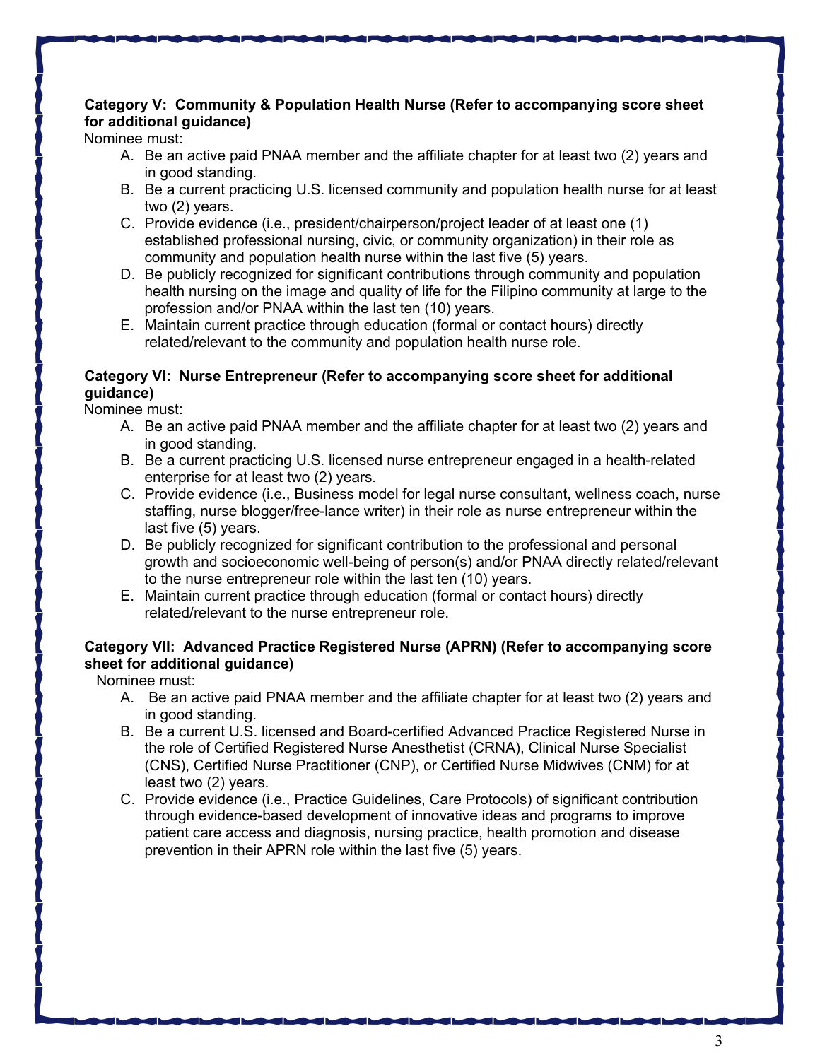**Category V: Community & Population Health Nurse (Refer to accompanying score sheet for additional guidance)**

Nominee must:

A. Be an active paid PNAA member and the affiliate chapter for at least two (2) years and in good standing.
B. Be a current practicing U.S. licensed community and population health nurse for at least two (2) years.
C. Provide evidence (i.e., president/chairperson/project leader of at least one (1) established professional nursing, civic, or community organization) in their role as community and population health nurse within the last five (5) years.
D. Be publicly recognized for significant contributions through community and population health nursing on the image and quality of life for the Filipino community at large to the profession and/or PNAA within the last ten (10) years.
E. Maintain current practice through education (formal or contact hours) directly related/relevant to the community and population health nurse role.

**Category VI: Nurse Entrepreneur (Refer to accompanying score sheet for additional guidance)**

Nominee must:

A. Be an active paid PNAA member and the affiliate chapter for at least two (2) years and in good standing.
B. Be a current practicing U.S. licensed nurse entrepreneur engaged in a health-related enterprise for at least two (2) years.
C. Provide evidence (i.e., Business model for legal nurse consultant, wellness coach, nurse staffing, nurse blogger/free-lance writer) in their role as nurse entrepreneur within the last five (5) years.
D. Be publicly recognized for significant contribution to the professional and personal growth and socioeconomic well-being of person(s) and/or PNAA directly related/relevant to the nurse entrepreneur role within the last ten (10) years.
E. Maintain current practice through education (formal or contact hours) directly related/relevant to the nurse entrepreneur role.

**Category VII: Advanced Practice Registered Nurse (APRN) (Refer to accompanying score sheet for additional guidance)**

Nominee must:

A. Be an active paid PNAA member and the affiliate chapter for at least two (2) years and in good standing.
B. Be a current U.S. licensed and Board-certified Advanced Practice Registered Nurse in the role of Certified Registered Nurse Anesthetist (CRNA), Clinical Nurse Specialist (CNS), Certified Nurse Practitioner (CNP), or Certified Nurse Midwives (CNM) for at least two (2) years.
C. Provide evidence (i.e., Practice Guidelines, Care Protocols) of significant contribution through evidence-based development of innovative ideas and programs to improve patient care access and diagnosis, nursing practice, health promotion and disease prevention in their APRN role within the last five (5) years.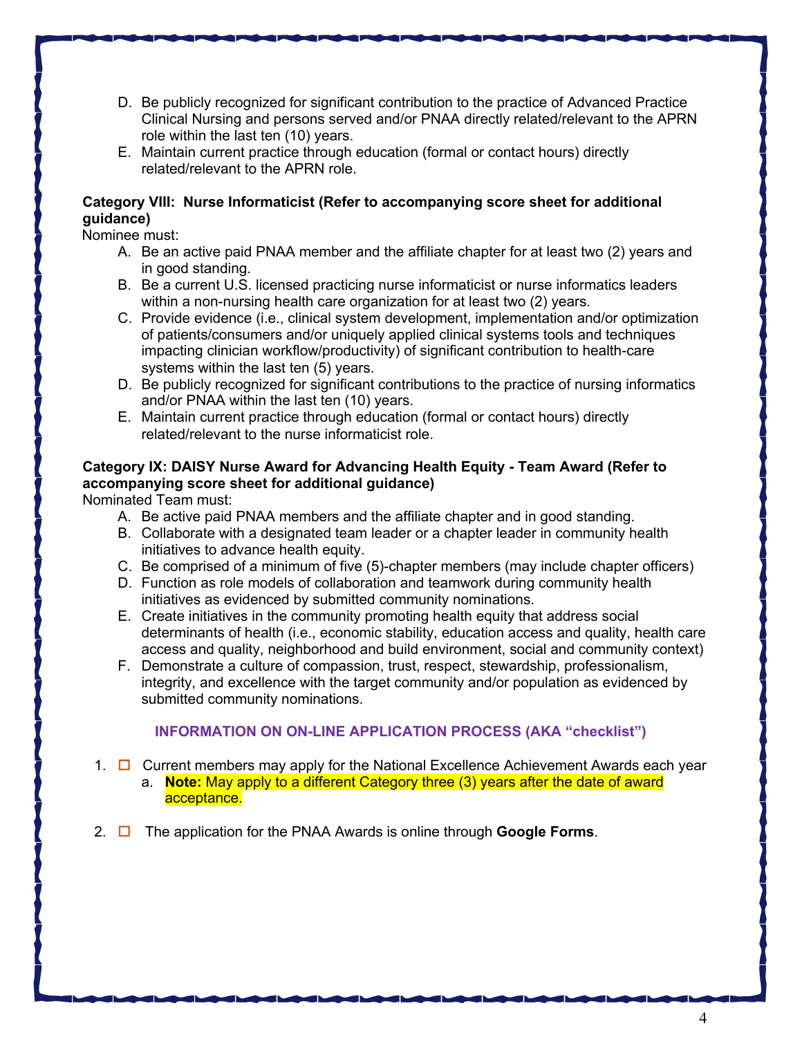D. Be publicly recognized for significant contribution to the practice of Advanced Practice Clinical Nursing and persons served and/or PNAA directly related/relevant to the APRN role within the last ten (10) years.
E. Maintain current practice through education (formal or contact hours) directly related/relevant to the APRN role.

**Category VIII: Nurse Informaticist (Refer to accompanying score sheet for additional guidance)**

Nominee must:

A. Be an active paid PNAA member and the affiliate chapter for at least two (2) years and in good standing.
B. Be a current U.S. licensed practicing nurse informaticist or nurse informatics leaders within a non-nursing health care organization for at least two (2) years.
C. Provide evidence (i.e., clinical system development, implementation and/or optimization of patients/consumers and/or uniquely applied clinical systems tools and techniques impacting clinician workflow/productivity) of significant contribution to health-care systems within the last ten (5) years.
D. Be publicly recognized for significant contributions to the practice of nursing informatics and/or PNAA within the last ten (10) years.
E. Maintain current practice through education (formal or contact hours) directly related/relevant to the nurse informaticist role.

**Category IX: DAISY Nurse Award for Advancing Health Equity - Team Award (Refer to accompanying score sheet for additional guidance)**

Nominated Team must:

A. Be active paid PNAA members and the affiliate chapter and in good standing.
B. Collaborate with a designated team leader or a chapter leader in community health initiatives to advance health equity.
C. Be comprised of a minimum of five (5)-chapter members (may include chapter officers)
D. Function as role models of collaboration and teamwork during community health initiatives as evidenced by submitted community nominations.
E. Create initiatives in the community promoting health equity that address social determinants of health (i.e., economic stability, education access and quality, health care access and quality, neighborhood and build environment, social and community context)
F. Demonstrate a culture of compassion, trust, respect, stewardship, professionalism, integrity, and excellence with the target community and/or population as evidenced by submitted community nominations.

## INFORMATION ON ON-LINE APPLICATION PROCESS (AKA "checklist")

1. ☐ Current members may apply for the National Excellence Achievement Awards each year
   a. **Note:** May apply to a different Category three (3) years after the date of award acceptance.

2. ☐ The application for the PNAA Awards is online through **Google Forms**.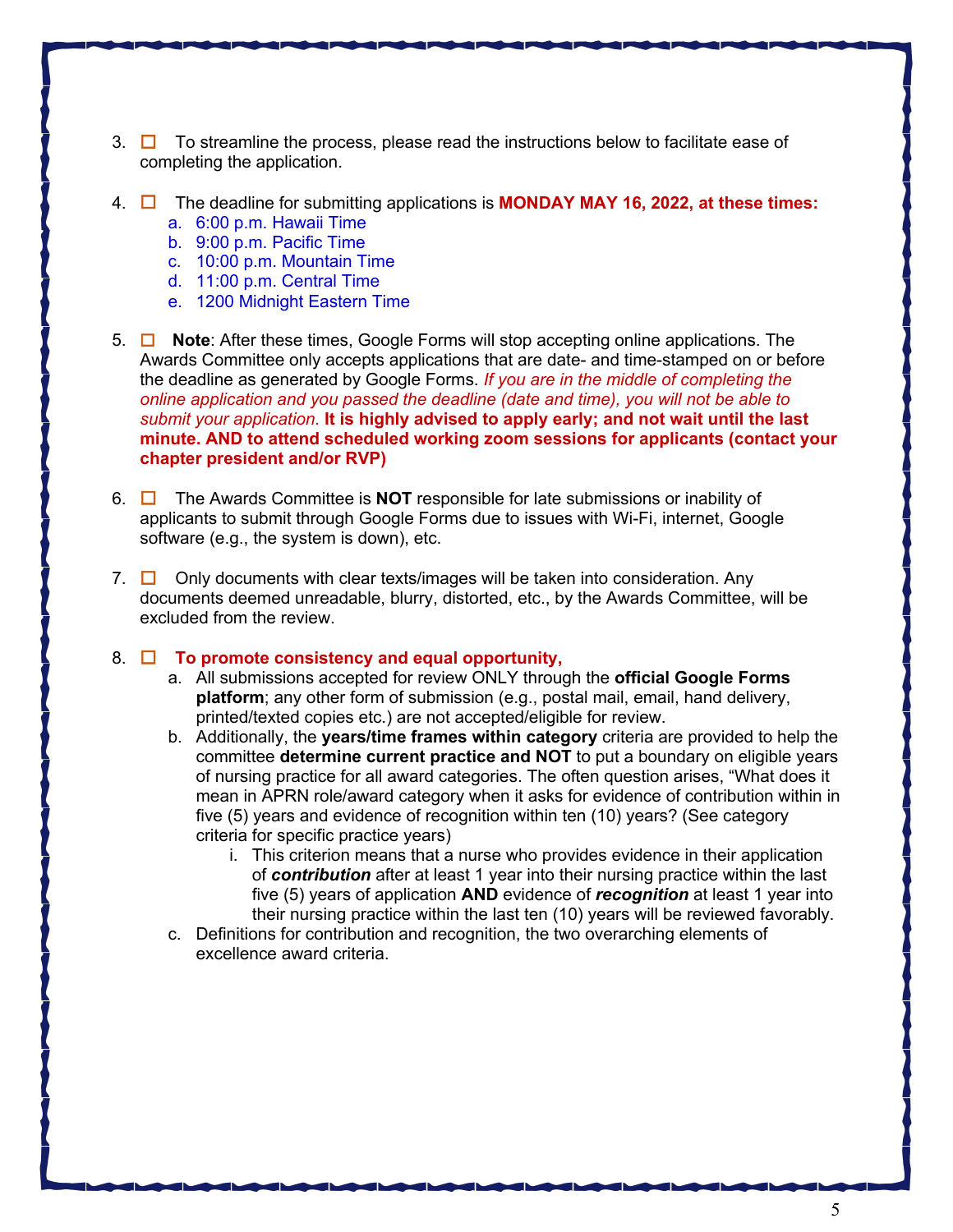3. ☐ To streamline the process, please read the instructions below to facilitate ease of completing the application.

4. ☐ The deadline for submitting applications is **MONDAY MAY 16, 2022, at these times:**
   a. 6:00 p.m. Hawaii Time
   b. 9:00 p.m. Pacific Time
   c. 10:00 p.m. Mountain Time
   d. 11:00 p.m. Central Time
   e. 1200 Midnight Eastern Time

5. ☐ **Note**: After these times, Google Forms will stop accepting online applications. The Awards Committee only accepts applications that are date- and time-stamped on or before the deadline as generated by Google Forms. *If you are in the middle of completing the online application and you passed the deadline (date and time), you will not be able to submit your application.* **It is highly advised to apply early; and not wait until the last minute. AND to attend scheduled working zoom sessions for applicants (contact your chapter president and/or RVP)**

6. ☐ The Awards Committee is **NOT** responsible for late submissions or inability of applicants to submit through Google Forms due to issues with Wi-Fi, internet, Google software (e.g., the system is down), etc.

7. ☐ Only documents with clear texts/images will be taken into consideration. Any documents deemed unreadable, blurry, distorted, etc., by the Awards Committee, will be excluded from the review.

8. ☐ **To promote consistency and equal opportunity,**
   a. All submissions accepted for review ONLY through the **official Google Forms platform**; any other form of submission (e.g., postal mail, email, hand delivery, printed/texted copies etc.) are not accepted/eligible for review.
   b. Additionally, the **years/time frames within category** criteria are provided to help the committee **determine current practice and NOT** to put a boundary on eligible years of nursing practice for all award categories. The often question arises, "What does it mean in APRN role/award category when it asks for evidence of contribution within in five (5) years and evidence of recognition within ten (10) years? (See category criteria for specific practice years)
      i. This criterion means that a nurse who provides evidence in their application of ***contribution*** after at least 1 year into their nursing practice within the last five (5) years of application **AND** evidence of ***recognition*** at least 1 year into their nursing practice within the last ten (10) years will be reviewed favorably.
   c. Definitions for contribution and recognition, the two overarching elements of excellence award criteria.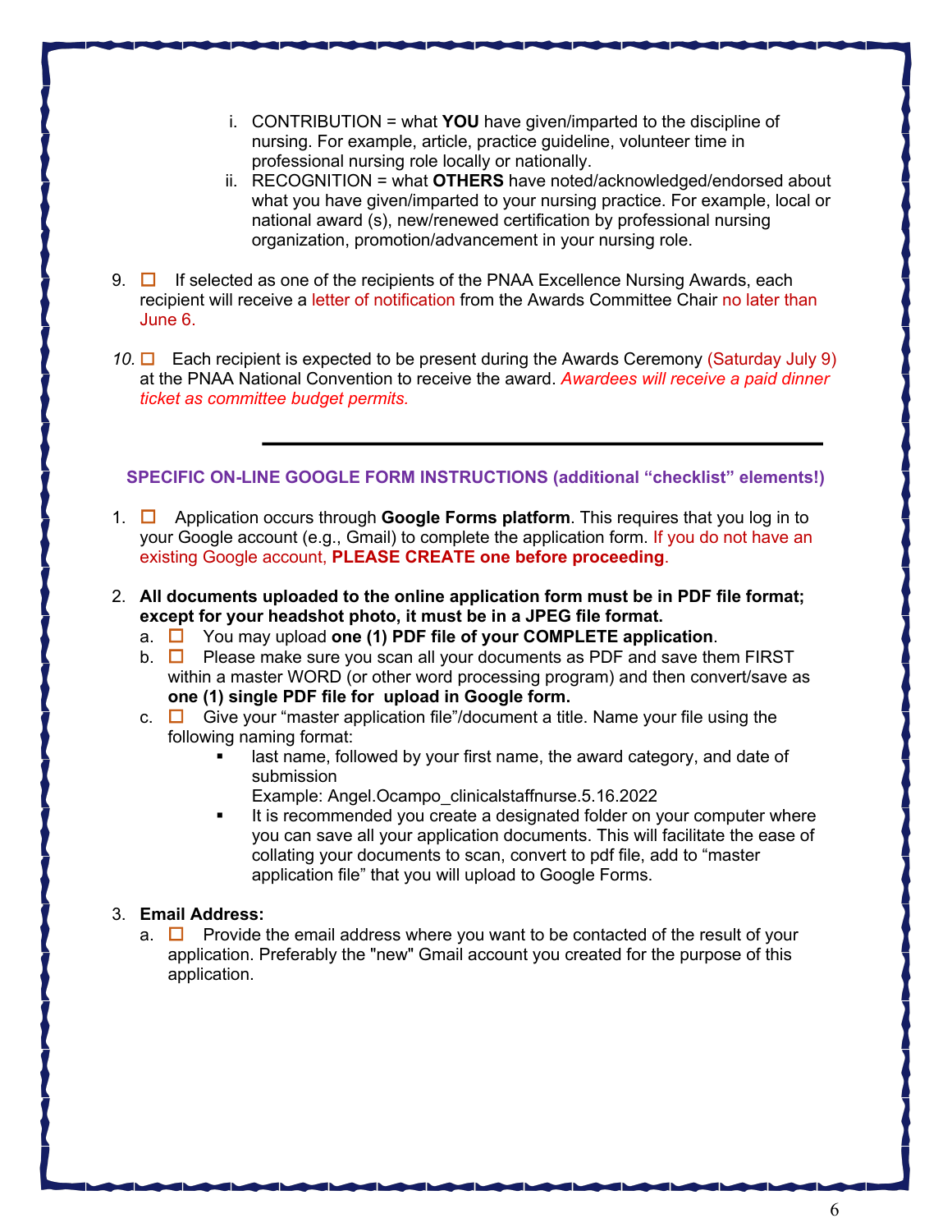i. CONTRIBUTION = what **YOU** have given/imparted to the discipline of nursing. For example, article, practice guideline, volunteer time in professional nursing role locally or nationally.

ii. RECOGNITION = what **OTHERS** have noted/acknowledged/endorsed about what you have given/imparted to your nursing practice. For example, local or national award (s), new/renewed certification by professional nursing organization, promotion/advancement in your nursing role.

9. ☐ If selected as one of the recipients of the PNAA Excellence Nursing Awards, each recipient will receive a letter of notification from the Awards Committee Chair no later than June 6.

10. ☐ Each recipient is expected to be present during the Awards Ceremony (Saturday July 9) at the PNAA National Convention to receive the award. *Awardees will receive a paid dinner ticket as committee budget permits.*

---

## SPECIFIC ON-LINE GOOGLE FORM INSTRUCTIONS (additional "checklist" elements!)

1. ☐ Application occurs through **Google Forms platform**. This requires that you log in to your Google account (e.g., Gmail) to complete the application form. If you do not have an existing Google account, **PLEASE CREATE one before proceeding**.

2. **All documents uploaded to the online application form must be in PDF file format; except for your headshot photo, it must be in a JPEG file format.**
   a. ☐ You may upload **one (1) PDF file of your COMPLETE application**.
   b. ☐ Please make sure you scan all your documents as PDF and save them FIRST within a master WORD (or other word processing program) and then convert/save as **one (1) single PDF file for upload in Google form.**
   c. ☐ Give your "master application file"/document a title. Name your file using the following naming format:
      - last name, followed by your first name, the award category, and date of submission
        Example: Angel.Ocampo_clinicalstaffnurse.5.16.2022
      - It is recommended you create a designated folder on your computer where you can save all your application documents. This will facilitate the ease of collating your documents to scan, convert to pdf file, add to "master application file" that you will upload to Google Forms.

3. **Email Address:**
   a. ☐ Provide the email address where you want to be contacted of the result of your application. Preferably the "new" Gmail account you created for the purpose of this application.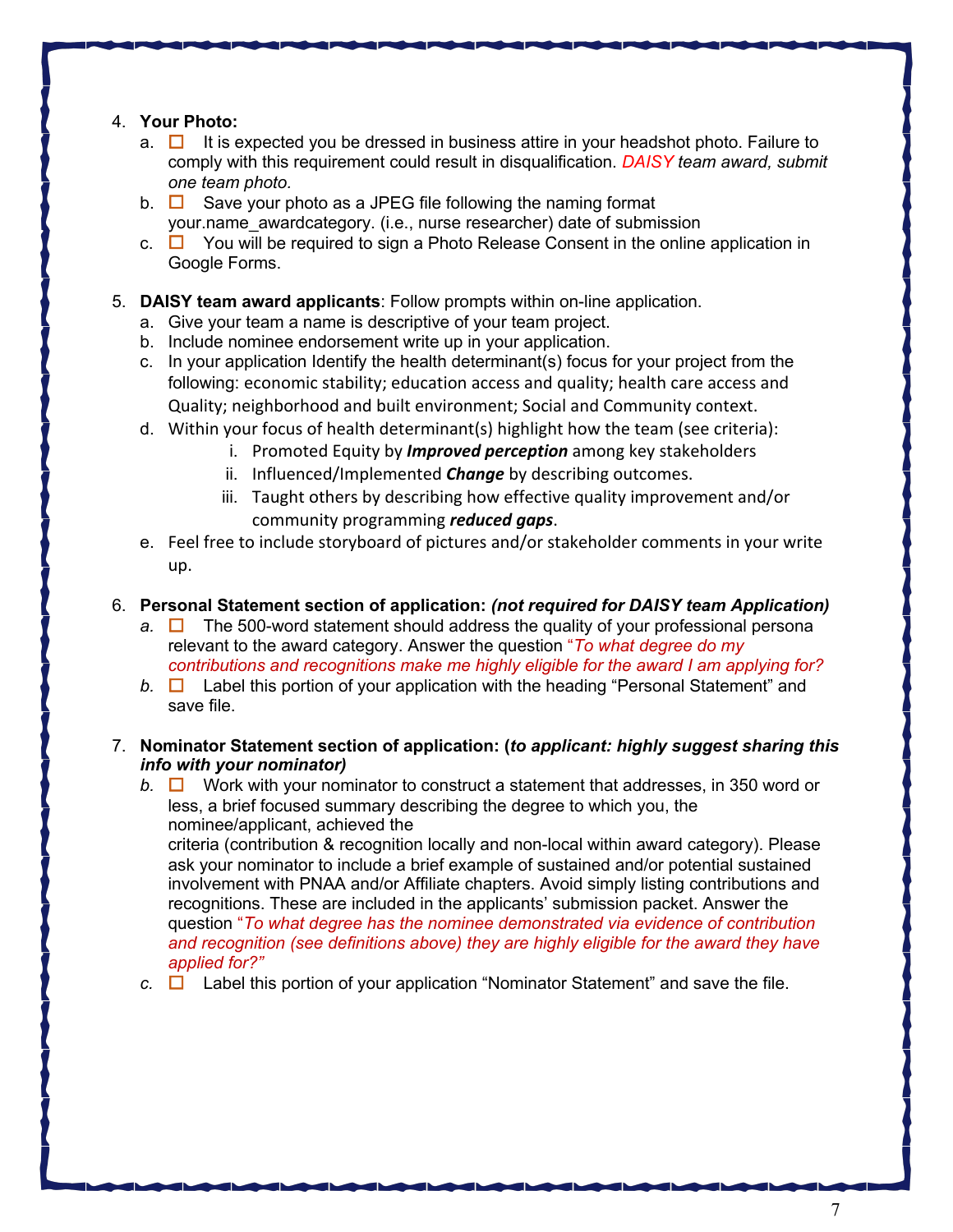4. **Your Photo:**
   a. ☐ It is expected you be dressed in business attire in your headshot photo. Failure to comply with this requirement could result in disqualification. *DAISY team award, submit one team photo.*
   b. ☐ Save your photo as a JPEG file following the naming format your.name_awardcategory. (i.e., nurse researcher) date of submission
   c. ☐ You will be required to sign a Photo Release Consent in the online application in Google Forms.

5. **DAISY team award applicants**: Follow prompts within on-line application.
   a. Give your team a name is descriptive of your team project.
   b. Include nominee endorsement write up in your application.
   c. In your application Identify the health determinant(s) focus for your project from the following: economic stability; education access and quality; health care access and Quality; neighborhood and built environment; Social and Community context.
   d. Within your focus of health determinant(s) highlight how the team (see criteria):
      i. Promoted Equity by ***Improved perception*** among key stakeholders
      ii. Influenced/Implemented ***Change*** by describing outcomes.
      iii. Taught others by describing how effective quality improvement and/or community programming ***reduced gaps***.
   e. Feel free to include storyboard of pictures and/or stakeholder comments in your write up.

6. **Personal Statement section of application:** ***(not required for DAISY team Application)***
   *a.* ☐ The 500-word statement should address the quality of your professional persona relevant to the award category. Answer the question "*To what degree do my contributions and recognitions make me highly eligible for the award I am applying for?*
   *b.* ☐ Label this portion of your application with the heading "Personal Statement" and save file.

7. **Nominator Statement section of application: (*to applicant: highly suggest sharing this info with your nominator*)**
   *b.* ☐ Work with your nominator to construct a statement that addresses, in 350 word or less, a brief focused summary describing the degree to which you, the nominee/applicant, achieved the criteria (contribution & recognition locally and non-local within award category). Please ask your nominator to include a brief example of sustained and/or potential sustained involvement with PNAA and/or Affiliate chapters. Avoid simply listing contributions and recognitions. These are included in the applicants' submission packet. Answer the question "*To what degree has the nominee demonstrated via evidence of contribution and recognition (see definitions above) they are highly eligible for the award they have applied for?"*
   *c.* ☐ Label this portion of your application "Nominator Statement" and save the file.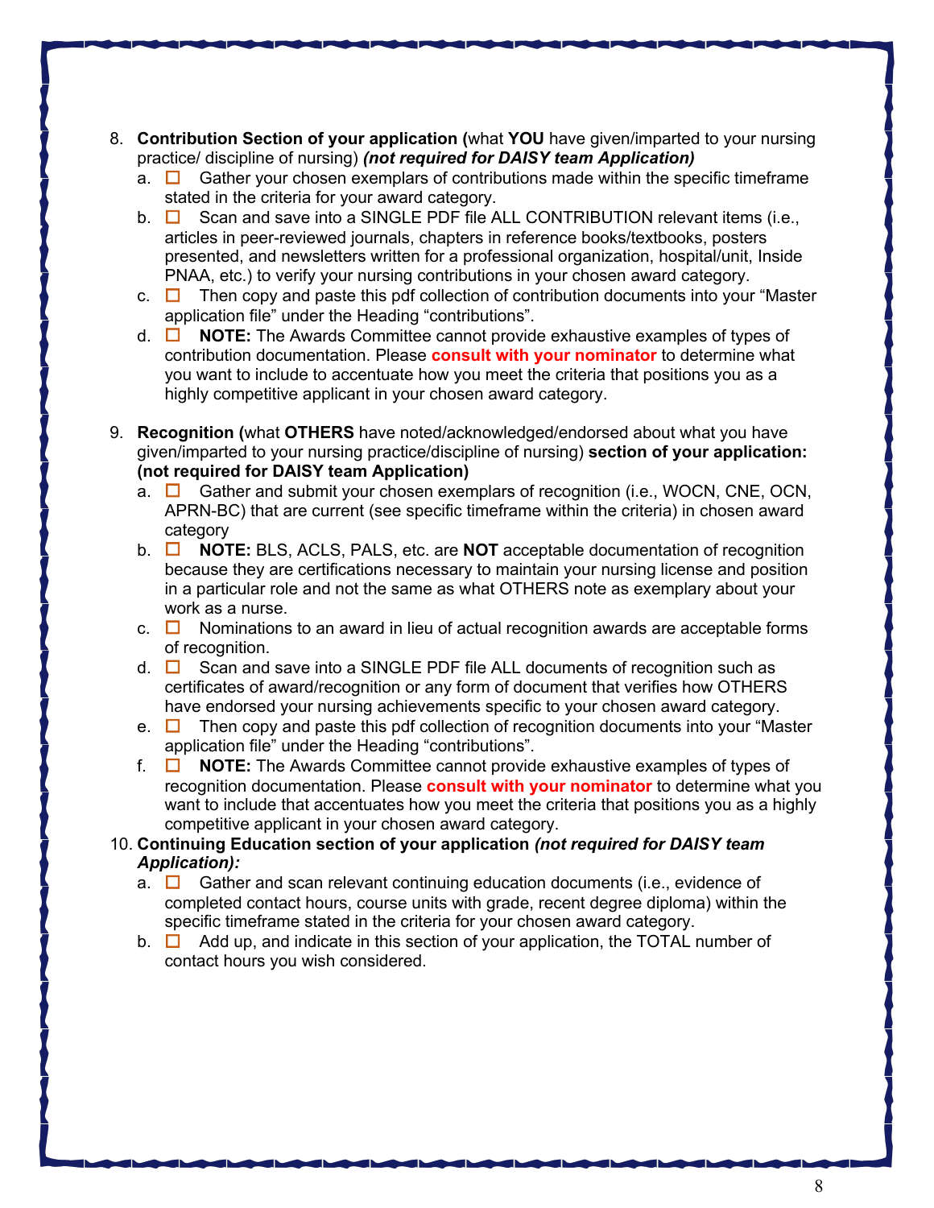8. **Contribution Section of your application (**what **YOU** have given/imparted to your nursing practice/ discipline of nursing) ***(not required for DAISY team Application)***
   a. ☐ Gather your chosen exemplars of contributions made within the specific timeframe stated in the criteria for your award category.
   b. ☐ Scan and save into a SINGLE PDF file ALL CONTRIBUTION relevant items (i.e., articles in peer-reviewed journals, chapters in reference books/textbooks, posters presented, and newsletters written for a professional organization, hospital/unit, Inside PNAA, etc.) to verify your nursing contributions in your chosen award category.
   c. ☐ Then copy and paste this pdf collection of contribution documents into your "Master application file" under the Heading "contributions".
   d. ☐ **NOTE:** The Awards Committee cannot provide exhaustive examples of types of contribution documentation. Please **consult with your nominator** to determine what you want to include to accentuate how you meet the criteria that positions you as a highly competitive applicant in your chosen award category.

9. **Recognition (**what **OTHERS** have noted/acknowledged/endorsed about what you have given/imparted to your nursing practice/discipline of nursing) **section of your application: (not required for DAISY team Application)**
   a. ☐ Gather and submit your chosen exemplars of recognition (i.e., WOCN, CNE, OCN, APRN-BC) that are current (see specific timeframe within the criteria) in chosen award category
   b. ☐ **NOTE:** BLS, ACLS, PALS, etc. are **NOT** acceptable documentation of recognition because they are certifications necessary to maintain your nursing license and position in a particular role and not the same as what OTHERS note as exemplary about your work as a nurse.
   c. ☐ Nominations to an award in lieu of actual recognition awards are acceptable forms of recognition.
   d. ☐ Scan and save into a SINGLE PDF file ALL documents of recognition such as certificates of award/recognition or any form of document that verifies how OTHERS have endorsed your nursing achievements specific to your chosen award category.
   e. ☐ Then copy and paste this pdf collection of recognition documents into your "Master application file" under the Heading "contributions".
   f. ☐ **NOTE:** The Awards Committee cannot provide exhaustive examples of types of recognition documentation. Please **consult with your nominator** to determine what you want to include that accentuates how you meet the criteria that positions you as a highly competitive applicant in your chosen award category.

10. **Continuing Education section of your application *(not required for DAISY team Application):***
    a. ☐ Gather and scan relevant continuing education documents (i.e., evidence of completed contact hours, course units with grade, recent degree diploma) within the specific timeframe stated in the criteria for your chosen award category.
    b. ☐ Add up, and indicate in this section of your application, the TOTAL number of contact hours you wish considered.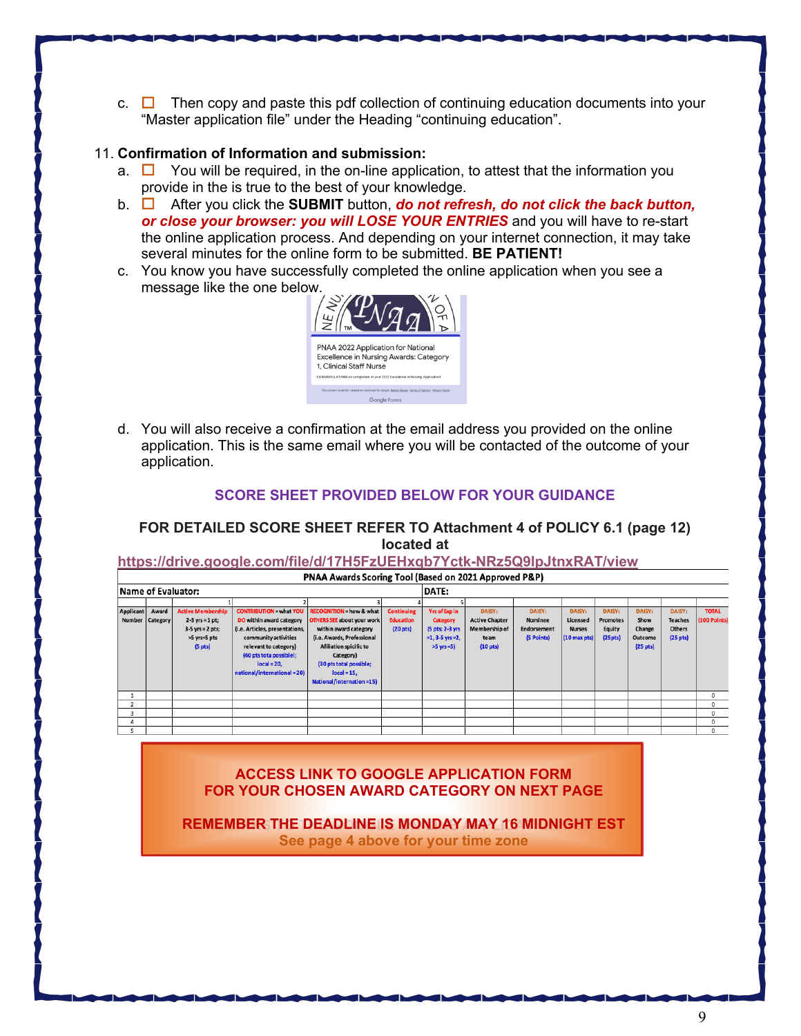c. ☐ Then copy and paste this pdf collection of continuing education documents into your "Master application file" under the Heading "continuing education".

11. **Confirmation of Information and submission:**
   a. ☐ You will be required, in the on-line application, to attest that the information you provide in the is true to the best of your knowledge.
   b. ☐ After you click the **SUBMIT** button, ***do not refresh, do not click the back button, or close your browser: you will LOSE YOUR ENTRIES*** and you will have to re-start the online application process. And depending on your internet connection, it may take several minutes for the online form to be submitted. **BE PATIENT!**
   c. You know you have successfully completed the online application when you see a message like the one below.

   PNAA 2022 Application for National Excellence in Nursing Awards: Category 1, Clinical Staff Nurse

   CONGRATULATIONS on completion of your 2022 Excellence in Nursing Application!

   d. You will also receive a confirmation at the email address you provided on the online application. This is the same email where you will be contacted of the outcome of your application.

## SCORE SHEET PROVIDED BELOW FOR YOUR GUIDANCE

**FOR DETAILED SCORE SHEET REFER TO Attachment 4 of POLICY 6.1 (page 12) located at**

https://drive.google.com/file/d/17H5FzUEHxqb7Yctk-NRz5Q9IpJtnxRAT/view

**PNAA Awards Scoring Tool (Based on 2021 Approved P&P)**

Name of Evaluator: DATE:

| Applicant Number | Award Category | 1 Active Membership 2-3 yrs = 1 pt; 3-5 yrs = 2 pts; >5 yrs=5 pts (5 pts) | 2 CONTRIBUTION = what YOU DO within award category (i.e. Articles, presentations, community activities relevant to category) (40 pts tota possible|; local = 20, national/international = 20) | 3 RECOGNITION = how & what OTHERS SEE about your work within award category (i.e. Awards, Professional Affiliation spicific to Category) (30 pts total possible; local = 15, National/internation = 15) | 4 Continuing Education (20 pts) | 5 Yrs of Exp in Category (5 pts; 2-3 yrs = 1, 3-5 yrs = 2, >5 yrs = 5) | DAISY: Active Chapter Membership of team (10 pts) | DAISY: Nominee Endorsement (5 Points) | DAISY: Licensed Nurses (10 max pts) | DAISY: Promotes Equity (25 pts) | DAISY: Show Change Outcome (25 pts) | DAISY: Teaches Others (25 pts) | TOTAL (100 Points) |
|---|---|---|---|---|---|---|---|---|---|---|---|---|---|
| 1 | | | | | | | | | | | | | 0 |
| 2 | | | | | | | | | | | | | 0 |
| 3 | | | | | | | | | | | | | 0 |
| 4 | | | | | | | | | | | | | 0 |
| 5 | | | | | | | | | | | | | 0 |

**ACCESS LINK TO GOOGLE APPLICATION FORM FOR YOUR CHOSEN AWARD CATEGORY ON NEXT PAGE**

**REMEMBER THE DEADLINE IS MONDAY MAY 16 MIDNIGHT EST**

**See page 4 above for your time zone**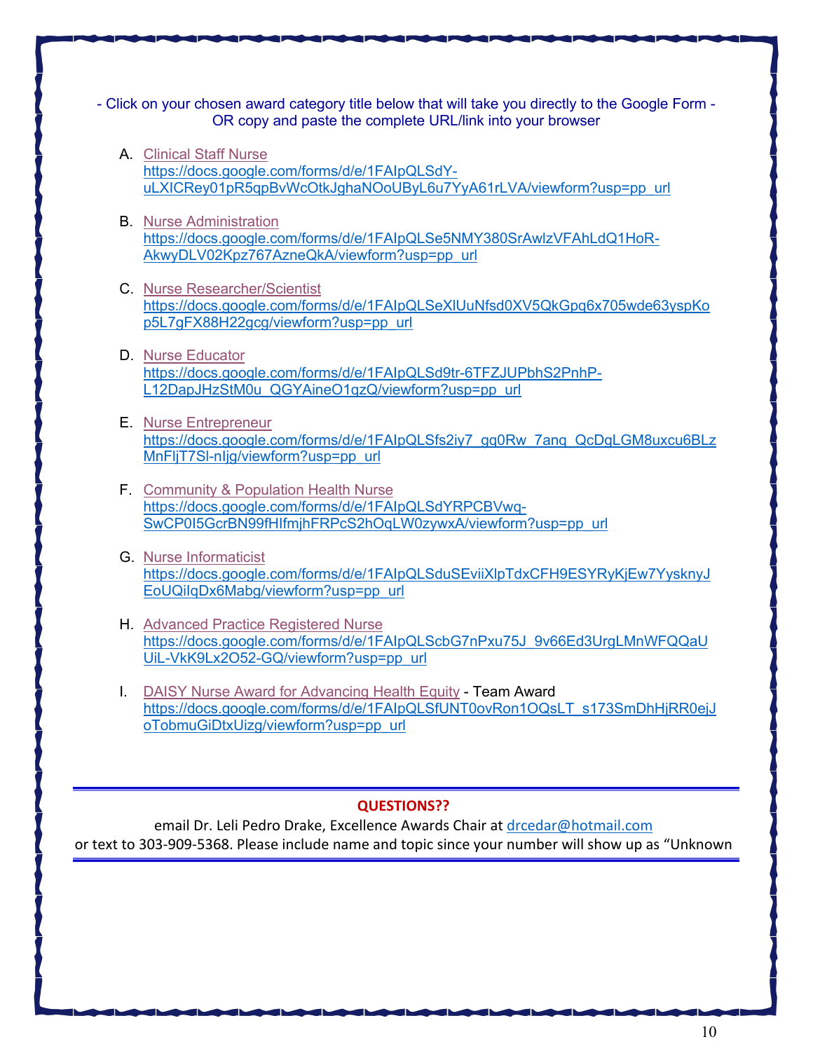- Click on your chosen award category title below that will take you directly to the Google Form - OR copy and paste the complete URL/link into your browser

A. Clinical Staff Nurse
https://docs.google.com/forms/d/e/1FAIpQLSdY-uLXICRey01pR5qpBvWcOtkJghaNOoUByL6u7YyA61rLVA/viewform?usp=pp_url

B. Nurse Administration
https://docs.google.com/forms/d/e/1FAIpQLSe5NMY380SrAwlzVFAhLdQ1HoR-AkwyDLV02Kpz767AzneQkA/viewform?usp=pp_url

C. Nurse Researcher/Scientist
https://docs.google.com/forms/d/e/1FAIpQLSeXlUuNfsd0XV5QkGpq6x705wde63yspKop5L7gFX88H22gcg/viewform?usp=pp_url

D. Nurse Educator
https://docs.google.com/forms/d/e/1FAIpQLSd9tr-6TFZJUPbhS2PnhP-L12DapJHzStM0u_QGYAineO1qzQ/viewform?usp=pp_url

E. Nurse Entrepreneur
https://docs.google.com/forms/d/e/1FAIpQLSfs2iy7_gq0Rw_7anq_QcDgLGM8uxcu6BLzMnFljT7Sl-nIjg/viewform?usp=pp_url

F. Community & Population Health Nurse
https://docs.google.com/forms/d/e/1FAIpQLSdYRPCBVwq-SwCP0I5GcrBN99fHIfmjhFRPcS2hOqLW0zywxA/viewform?usp=pp_url

G. Nurse Informaticist
https://docs.google.com/forms/d/e/1FAIpQLSduSEviiXlpTdxCFH9ESYRyKjEw7YysknyJEoUQilqDx6Mabg/viewform?usp=pp_url

H. Advanced Practice Registered Nurse
https://docs.google.com/forms/d/e/1FAIpQLScbG7nPxu75J_9v66Ed3UrgLMnWFQQaUUiL-VkK9Lx2O52-GQ/viewform?usp=pp_url

I. DAISY Nurse Award for Advancing Health Equity - Team Award
https://docs.google.com/forms/d/e/1FAIpQLSfUNT0ovRon1OQsLT_s173SmDhHjRR0ejJoTobmuGiDtxUizg/viewform?usp=pp_url

**QUESTIONS??**

email Dr. Leli Pedro Drake, Excellence Awards Chair at drcedar@hotmail.com
or text to 303-909-5368. Please include name and topic since your number will show up as "Unknown